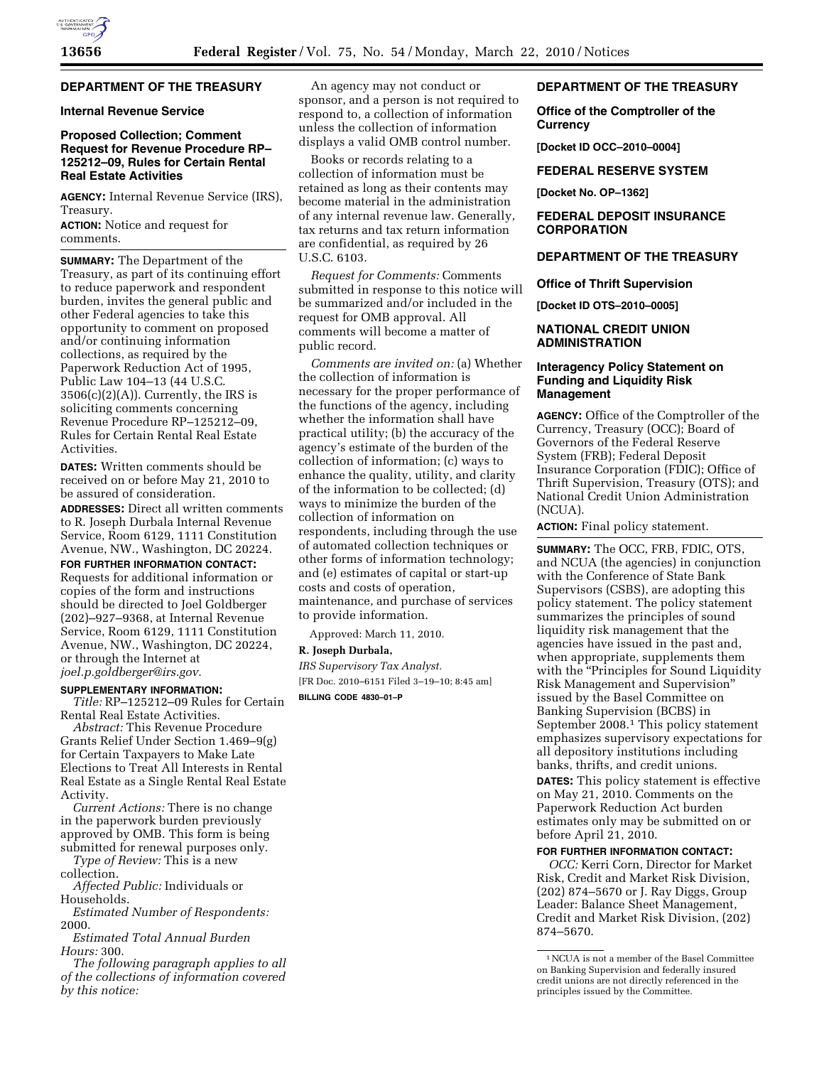## DEPARTMENT OF THE TREASURY

### Internal Revenue Service

### Proposed Collection; Comment Request for Revenue Procedure RP–125212–09, Rules for Certain Rental Real Estate Activities

**AGENCY:** Internal Revenue Service (IRS), Treasury.

**ACTION:** Notice and request for comments.

**SUMMARY:** The Department of the Treasury, as part of its continuing effort to reduce paperwork and respondent burden, invites the general public and other Federal agencies to take this opportunity to comment on proposed and/or continuing information collections, as required by the Paperwork Reduction Act of 1995, Public Law 104–13 (44 U.S.C. 3506(c)(2)(A)). Currently, the IRS is soliciting comments concerning Revenue Procedure RP–125212–09, Rules for Certain Rental Real Estate Activities.

**DATES:** Written comments should be received on or before May 21, 2010 to be assured of consideration.

**ADDRESSES:** Direct all written comments to R. Joseph Durbala Internal Revenue Service, Room 6129, 1111 Constitution Avenue, NW., Washington, DC 20224.

**FOR FURTHER INFORMATION CONTACT:** Requests for additional information or copies of the form and instructions should be directed to Joel Goldberger (202)–927–9368, at Internal Revenue Service, Room 6129, 1111 Constitution Avenue, NW., Washington, DC 20224, or through the Internet at *joel.p.goldberger@irs.gov.*

**SUPPLEMENTARY INFORMATION:**

*Title:* RP–125212–09 Rules for Certain Rental Real Estate Activities.

*Abstract:* This Revenue Procedure Grants Relief Under Section 1.469–9(g) for Certain Taxpayers to Make Late Elections to Treat All Interests in Rental Real Estate as a Single Rental Real Estate Activity.

*Current Actions:* There is no change in the paperwork burden previously approved by OMB. This form is being submitted for renewal purposes only.

*Type of Review:* This is a new collection.

*Affected Public:* Individuals or Households.

*Estimated Number of Respondents:* 2000.

*Estimated Total Annual Burden Hours:* 300.

*The following paragraph applies to all of the collections of information covered by this notice:*

An agency may not conduct or sponsor, and a person is not required to respond to, a collection of information unless the collection of information displays a valid OMB control number.

Books or records relating to a collection of information must be retained as long as their contents may become material in the administration of any internal revenue law. Generally, tax returns and tax return information are confidential, as required by 26 U.S.C. 6103.

*Request for Comments:* Comments submitted in response to this notice will be summarized and/or included in the request for OMB approval. All comments will become a matter of public record.

*Comments are invited on:* (a) Whether the collection of information is necessary for the proper performance of the functions of the agency, including whether the information shall have practical utility; (b) the accuracy of the agency's estimate of the burden of the collection of information; (c) ways to enhance the quality, utility, and clarity of the information to be collected; (d) ways to minimize the burden of the collection of information on respondents, including through the use of automated collection techniques or other forms of information technology; and (e) estimates of capital or start-up costs and costs of operation, maintenance, and purchase of services to provide information.

Approved: March 11, 2010.

**R. Joseph Durbala,**

*IRS Supervisory Tax Analyst.*

[FR Doc. 2010–6151 Filed 3–19–10; 8:45 am]

**BILLING CODE 4830–01–P**

## DEPARTMENT OF THE TREASURY

### Office of the Comptroller of the Currency

**[Docket ID OCC–2010–0004]**

## FEDERAL RESERVE SYSTEM

**[Docket No. OP–1362]**

## FEDERAL DEPOSIT INSURANCE CORPORATION

## DEPARTMENT OF THE TREASURY

### Office of Thrift Supervision

**[Docket ID OTS–2010–0005]**

## NATIONAL CREDIT UNION ADMINISTRATION

### Interagency Policy Statement on Funding and Liquidity Risk Management

**AGENCY:** Office of the Comptroller of the Currency, Treasury (OCC); Board of Governors of the Federal Reserve System (FRB); Federal Deposit Insurance Corporation (FDIC); Office of Thrift Supervision, Treasury (OTS); and National Credit Union Administration (NCUA).

**ACTION:** Final policy statement.

**SUMMARY:** The OCC, FRB, FDIC, OTS, and NCUA (the agencies) in conjunction with the Conference of State Bank Supervisors (CSBS), are adopting this policy statement. The policy statement summarizes the principles of sound liquidity risk management that the agencies have issued in the past and, when appropriate, supplements them with the "Principles for Sound Liquidity Risk Management and Supervision" issued by the Basel Committee on Banking Supervision (BCBS) in September 2008.[1] This policy statement emphasizes supervisory expectations for all depository institutions including banks, thrifts, and credit unions.

**DATES:** This policy statement is effective on May 21, 2010. Comments on the Paperwork Reduction Act burden estimates only may be submitted on or before April 21, 2010.

**FOR FURTHER INFORMATION CONTACT:**

*OCC:* Kerri Corn, Director for Market Risk, Credit and Market Risk Division, (202) 874–5670 or J. Ray Diggs, Group Leader: Balance Sheet Management, Credit and Market Risk Division, (202) 874–5670.

[1] NCUA is not a member of the Basel Committee on Banking Supervision and federally insured credit unions are not directly referenced in the principles issued by the Committee.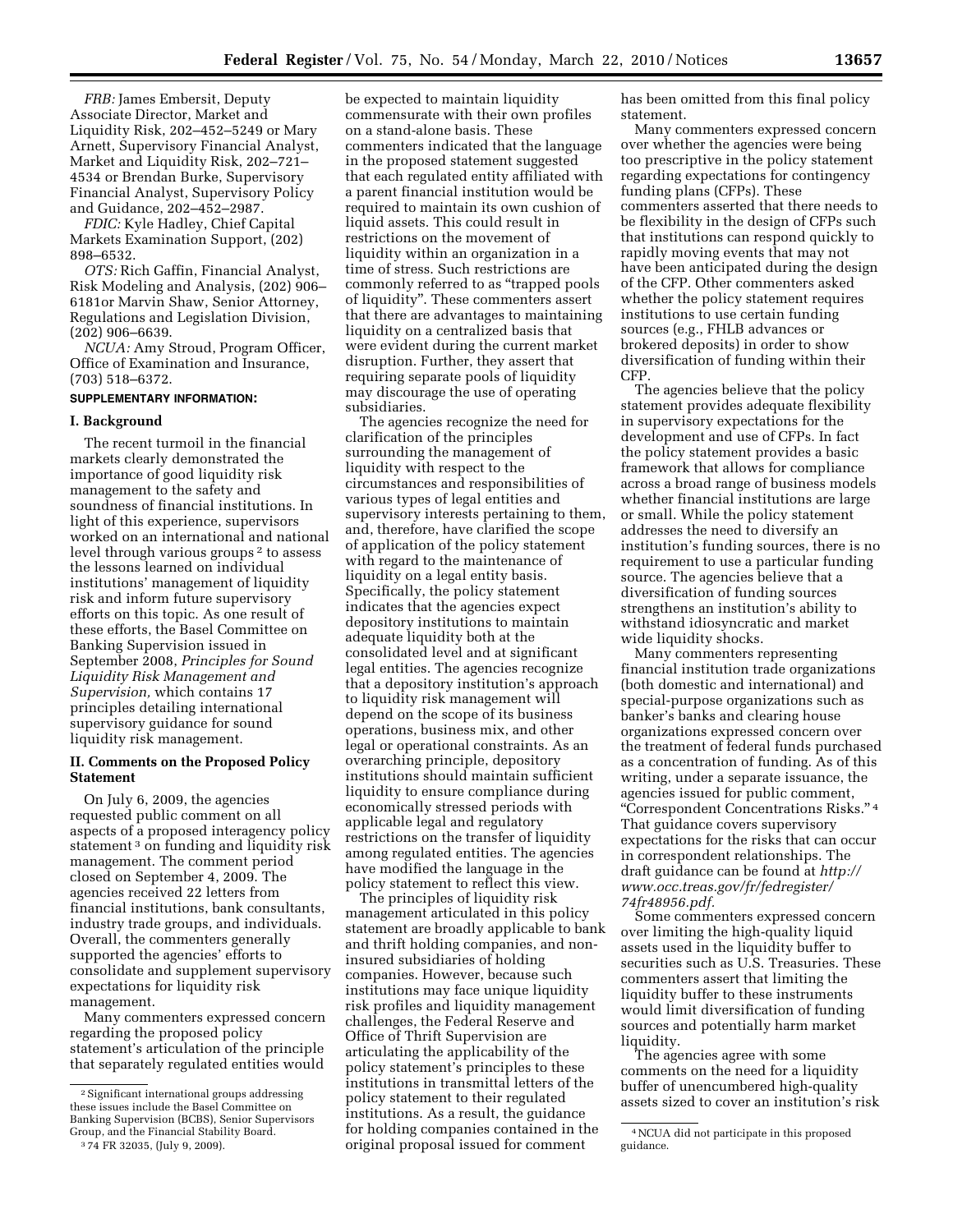*FRB:* James Embersit, Deputy Associate Director, Market and Liquidity Risk, 202–452–5249 or Mary Arnett, Supervisory Financial Analyst, Market and Liquidity Risk, 202–721–4534 or Brendan Burke, Supervisory Financial Analyst, Supervisory Policy and Guidance, 202–452–2987.

*FDIC:* Kyle Hadley, Chief Capital Markets Examination Support, (202) 898–6532.

*OTS:* Rich Gaffin, Financial Analyst, Risk Modeling and Analysis, (202) 906–6181or Marvin Shaw, Senior Attorney, Regulations and Legislation Division, (202) 906–6639.

*NCUA:* Amy Stroud, Program Officer, Office of Examination and Insurance, (703) 518–6372.

**SUPPLEMENTARY INFORMATION:**

## I. Background

The recent turmoil in the financial markets clearly demonstrated the importance of good liquidity risk management to the safety and soundness of financial institutions. In light of this experience, supervisors worked on an international and national level through various groups [2] to assess the lessons learned on individual institutions' management of liquidity risk and inform future supervisory efforts on this topic. As one result of these efforts, the Basel Committee on Banking Supervision issued in September 2008, *Principles for Sound Liquidity Risk Management and Supervision,* which contains 17 principles detailing international supervisory guidance for sound liquidity risk management.

## II. Comments on the Proposed Policy Statement

On July 6, 2009, the agencies requested public comment on all aspects of a proposed interagency policy statement [3] on funding and liquidity risk management. The comment period closed on September 4, 2009. The agencies received 22 letters from financial institutions, bank consultants, industry trade groups, and individuals. Overall, the commenters generally supported the agencies' efforts to consolidate and supplement supervisory expectations for liquidity risk management.

Many commenters expressed concern regarding the proposed policy statement's articulation of the principle that separately regulated entities would be expected to maintain liquidity commensurate with their own profiles on a stand-alone basis. These commenters indicated that the language in the proposed statement suggested that each regulated entity affiliated with a parent financial institution would be required to maintain its own cushion of liquid assets. This could result in restrictions on the movement of liquidity within an organization in a time of stress. Such restrictions are commonly referred to as "trapped pools of liquidity". These commenters assert that there are advantages to maintaining liquidity on a centralized basis that were evident during the current market disruption. Further, they assert that requiring separate pools of liquidity may discourage the use of operating subsidiaries.

The agencies recognize the need for clarification of the principles surrounding the management of liquidity with respect to the circumstances and responsibilities of various types of legal entities and supervisory interests pertaining to them, and, therefore, have clarified the scope of application of the policy statement with regard to the maintenance of liquidity on a legal entity basis. Specifically, the policy statement indicates that the agencies expect depository institutions to maintain adequate liquidity both at the consolidated level and at significant legal entities. The agencies recognize that a depository institution's approach to liquidity risk management will depend on the scope of its business operations, business mix, and other legal or operational constraints. As an overarching principle, depository institutions should maintain sufficient liquidity to ensure compliance during economically stressed periods with applicable legal and regulatory restrictions on the transfer of liquidity among regulated entities. The agencies have modified the language in the policy statement to reflect this view.

The principles of liquidity risk management articulated in this policy statement are broadly applicable to bank and thrift holding companies, and non-insured subsidiaries of holding companies. However, because such institutions may face unique liquidity risk profiles and liquidity management challenges, the Federal Reserve and Office of Thrift Supervision are articulating the applicability of the policy statement's principles to these institutions in transmittal letters of the policy statement to their regulated institutions. As a result, the guidance for holding companies contained in the original proposal issued for comment has been omitted from this final policy statement.

Many commenters expressed concern over whether the agencies were being too prescriptive in the policy statement regarding expectations for contingency funding plans (CFPs). These commenters asserted that there needs to be flexibility in the design of CFPs such that institutions can respond quickly to rapidly moving events that may not have been anticipated during the design of the CFP. Other commenters asked whether the policy statement requires institutions to use certain funding sources (e.g., FHLB advances or brokered deposits) in order to show diversification of funding within their CFP.

The agencies believe that the policy statement provides adequate flexibility in supervisory expectations for the development and use of CFPs. In fact the policy statement provides a basic framework that allows for compliance across a broad range of business models whether financial institutions are large or small. While the policy statement addresses the need to diversify an institution's funding sources, there is no requirement to use a particular funding source. The agencies believe that a diversification of funding sources strengthens an institution's ability to withstand idiosyncratic and market wide liquidity shocks.

Many commenters representing financial institution trade organizations (both domestic and international) and special-purpose organizations such as banker's banks and clearing house organizations expressed concern over the treatment of federal funds purchased as a concentration of funding. As of this writing, under a separate issuance, the agencies issued for public comment, "Correspondent Concentrations Risks." [4] That guidance covers supervisory expectations for the risks that can occur in correspondent relationships. The draft guidance can be found at *http://www.occ.treas.gov/fr/fedregister/74fr48956.pdf*.

Some commenters expressed concern over limiting the high-quality liquid assets used in the liquidity buffer to securities such as U.S. Treasuries. These commenters assert that limiting the liquidity buffer to these instruments would limit diversification of funding sources and potentially harm market liquidity.

The agencies agree with some comments on the need for a liquidity buffer of unencumbered high-quality assets sized to cover an institution's risk

---

[2] Significant international groups addressing these issues include the Basel Committee on Banking Supervision (BCBS), Senior Supervisors Group, and the Financial Stability Board.

[3] 74 FR 32035, (July 9, 2009).

[4] NCUA did not participate in this proposed guidance.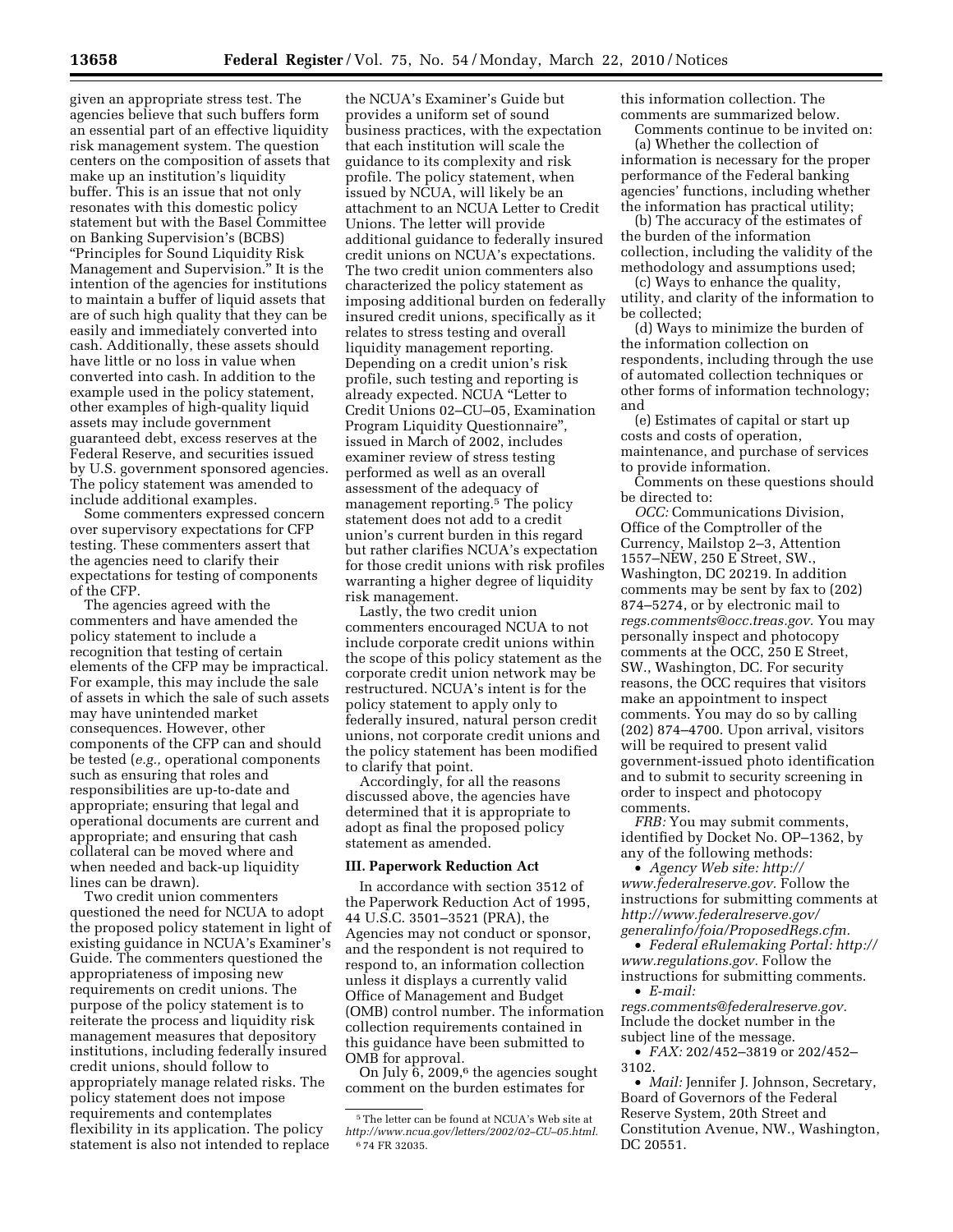given an appropriate stress test. The agencies believe that such buffers form an essential part of an effective liquidity risk management system. The question centers on the composition of assets that make up an institution's liquidity buffer. This is an issue that not only resonates with this domestic policy statement but with the Basel Committee on Banking Supervision's (BCBS) "Principles for Sound Liquidity Risk Management and Supervision." It is the intention of the agencies for institutions to maintain a buffer of liquid assets that are of such high quality that they can be easily and immediately converted into cash. Additionally, these assets should have little or no loss in value when converted into cash. In addition to the example used in the policy statement, other examples of high-quality liquid assets may include government guaranteed debt, excess reserves at the Federal Reserve, and securities issued by U.S. government sponsored agencies. The policy statement was amended to include additional examples.

Some commenters expressed concern over supervisory expectations for CFP testing. These commenters assert that the agencies need to clarify their expectations for testing of components of the CFP.

The agencies agreed with the commenters and have amended the policy statement to include a recognition that testing of certain elements of the CFP may be impractical. For example, this may include the sale of assets in which the sale of such assets may have unintended market consequences. However, other components of the CFP can and should be tested (*e.g.,* operational components such as ensuring that roles and responsibilities are up-to-date and appropriate; ensuring that legal and operational documents are current and appropriate; and ensuring that cash collateral can be moved where and when needed and back-up liquidity lines can be drawn).

Two credit union commenters questioned the need for NCUA to adopt the proposed policy statement in light of existing guidance in NCUA's Examiner's Guide. The commenters questioned the appropriateness of imposing new requirements on credit unions. The purpose of the policy statement is to reiterate the process and liquidity risk management measures that depository institutions, including federally insured credit unions, should follow to appropriately manage related risks. The policy statement does not impose requirements and contemplates flexibility in its application. The policy statement is also not intended to replace the NCUA's Examiner's Guide but provides a uniform set of sound business practices, with the expectation that each institution will scale the guidance to its complexity and risk profile. The policy statement, when issued by NCUA, will likely be an attachment to an NCUA Letter to Credit Unions. The letter will provide additional guidance to federally insured credit unions on NCUA's expectations. The two credit union commenters also characterized the policy statement as imposing additional burden on federally insured credit unions, specifically as it relates to stress testing and overall liquidity management reporting. Depending on a credit union's risk profile, such testing and reporting is already expected. NCUA "Letter to Credit Unions 02–CU–05, Examination Program Liquidity Questionnaire", issued in March of 2002, includes examiner review of stress testing performed as well as an overall assessment of the adequacy of management reporting.[5] The policy statement does not add to a credit union's current burden in this regard but rather clarifies NCUA's expectation for those credit unions with risk profiles warranting a higher degree of liquidity risk management.

Lastly, the two credit union commenters encouraged NCUA to not include corporate credit unions within the scope of this policy statement as the corporate credit union network may be restructured. NCUA's intent is for the policy statement to apply only to federally insured, natural person credit unions, not corporate credit unions and the policy statement has been modified to clarify that point.

Accordingly, for all the reasons discussed above, the agencies have determined that it is appropriate to adopt as final the proposed policy statement as amended.

## III. Paperwork Reduction Act

In accordance with section 3512 of the Paperwork Reduction Act of 1995, 44 U.S.C. 3501–3521 (PRA), the Agencies may not conduct or sponsor, and the respondent is not required to respond to, an information collection unless it displays a currently valid Office of Management and Budget (OMB) control number. The information collection requirements contained in this guidance have been submitted to OMB for approval.

On July 6, 2009,[6] the agencies sought comment on the burden estimates for this information collection. The comments are summarized below.

Comments continue to be invited on:

(a) Whether the collection of information is necessary for the proper performance of the Federal banking agencies' functions, including whether the information has practical utility;

(b) The accuracy of the estimates of the burden of the information collection, including the validity of the methodology and assumptions used;

(c) Ways to enhance the quality, utility, and clarity of the information to be collected;

(d) Ways to minimize the burden of the information collection on respondents, including through the use of automated collection techniques or other forms of information technology; and

(e) Estimates of capital or start up costs and costs of operation, maintenance, and purchase of services to provide information.

Comments on these questions should be directed to:

*OCC:* Communications Division, Office of the Comptroller of the Currency, Mailstop 2–3, Attention 1557–NEW, 250 E Street, SW., Washington, DC 20219. In addition comments may be sent by fax to (202) 874–5274, or by electronic mail to *regs.comments@occ.treas.gov.* You may personally inspect and photocopy comments at the OCC, 250 E Street, SW., Washington, DC. For security reasons, the OCC requires that visitors make an appointment to inspect comments. You may do so by calling (202) 874–4700. Upon arrival, visitors will be required to present valid government-issued photo identification and to submit to security screening in order to inspect and photocopy comments.

*FRB:* You may submit comments, identified by Docket No. OP–1362, by any of the following methods:

- *Agency Web site: http://www.federalreserve.gov.* Follow the instructions for submitting comments at *http://www.federalreserve.gov/generalinfo/foia/ProposedRegs.cfm.*
- *Federal eRulemaking Portal: http://www.regulations.gov.* Follow the instructions for submitting comments.
- *E-mail: regs.comments@federalreserve.gov.* Include the docket number in the subject line of the message.
- *FAX:* 202/452–3819 or 202/452–3102.
- *Mail:* Jennifer J. Johnson, Secretary, Board of Governors of the Federal Reserve System, 20th Street and Constitution Avenue, NW., Washington, DC 20551.

[5] The letter can be found at NCUA's Web site at *http://www.ncua.gov/letters/2002/02–CU–05.html.*

[6] 74 FR 32035.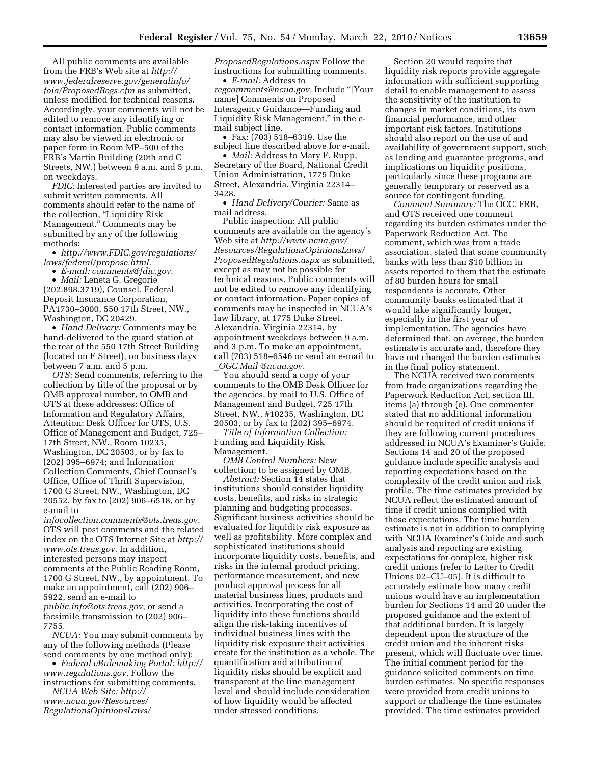All public comments are available from the FRB's Web site at *http://www.federalreserve.gov/generalinfo/foia/ProposedRegs.cfm* as submitted, unless modified for technical reasons. Accordingly, your comments will not be edited to remove any identifying or contact information. Public comments may also be viewed in electronic or paper form in Room MP–500 of the FRB's Martin Building (20th and C Streets, NW.) between 9 a.m. and 5 p.m. on weekdays.

*FDIC:* Interested parties are invited to submit written comments. All comments should refer to the name of the collection, "Liquidity Risk Management." Comments may be submitted by any of the following methods:

- *http://www.FDIC.gov/regulations/laws/federal/propose.html.*
- *E-mail: comments@fdic.gov.*
- *Mail:* Leneta G. Gregorie (202.898.3719), Counsel, Federal Deposit Insurance Corporation, PA1730–3000, 550 17th Street, NW., Washington, DC 20429.
- *Hand Delivery:* Comments may be hand-delivered to the guard station at the rear of the 550 17th Street Building (located on F Street), on business days between 7 a.m. and 5 p.m.

*OTS:* Send comments, referring to the collection by title of the proposal or by OMB approval number, to OMB and OTS at these addresses: Office of Information and Regulatory Affairs, Attention: Desk Officer for OTS, U.S. Office of Management and Budget, 725–17th Street, NW., Room 10235, Washington, DC 20503, or by fax to (202) 395–6974; and Information Collection Comments, Chief Counsel's Office, Office of Thrift Supervision, 1700 G Street, NW., Washington, DC 20552, by fax to (202) 906–6518, or by e-mail to *infocollection.comments@ots.treas.gov.* OTS will post comments and the related index on the OTS Internet Site at *http://www.ots.treas.gov.* In addition, interested persons may inspect comments at the Public Reading Room, 1700 G Street, NW., by appointment. To make an appointment, call (202) 906–5922, send an e-mail to *public.info@ots.treas.gov*, or send a facsimile transmission to (202) 906–7755.

*NCUA:* You may submit comments by any of the following methods (Please send comments by one method only):

- *Federal eRulemaking Portal: http://www.regulations.gov.* Follow the instructions for submitting comments.

*NCUA Web Site: http://www.ncua.gov/Resources/RegulationsOpinionsLaws/ProposedRegulations.aspx* Follow the instructions for submitting comments.

- *E-mail:* Address to *regcomments@ncua.gov.* Include "[Your name] Comments on Proposed Interagency Guidance—Funding and Liquidity Risk Management," in the e-mail subject line.
- Fax: (703) 518–6319. Use the subject line described above for e-mail.
- *Mail:* Address to Mary F. Rupp, Secretary of the Board, National Credit Union Administration, 1775 Duke Street, Alexandria, Virginia 22314–3428.
- *Hand Delivery/Courier:* Same as mail address.

Public inspection: All public comments are available on the agency's Web site at *http://www.ncua.gov/Resources/RegulationsOpinionsLaws/ProposedRegulations.aspx* as submitted, except as may not be possible for technical reasons. Public comments will not be edited to remove any identifying or contact information. Paper copies of comments may be inspected in NCUA's law library, at 1775 Duke Street, Alexandria, Virginia 22314, by appointment weekdays between 9 a.m. and 3 p.m. To make an appointment, call (703) 518–6546 or send an e-mail to *_OGC Mail @ncua.gov.*

You should send a copy of your comments to the OMB Desk Officer for the agencies, by mail to U.S. Office of Management and Budget, 725 17th Street, NW., #10235, Washington, DC 20503, or by fax to (202) 395–6974.

*Title of Information Collection:* Funding and Liquidity Risk Management.

*OMB Control Numbers:* New collection; to be assigned by OMB.

*Abstract:* Section 14 states that institutions should consider liquidity costs, benefits, and risks in strategic planning and budgeting processes. Significant business activities should be evaluated for liquidity risk exposure as well as profitability. More complex and sophisticated institutions should incorporate liquidity costs, benefits, and risks in the internal product pricing, performance measurement, and new product approval process for all material business lines, products and activities. Incorporating the cost of liquidity into these functions should align the risk-taking incentives of individual business lines with the liquidity risk exposure their activities create for the institution as a whole. The quantification and attribution of liquidity risks should be explicit and transparent at the line management level and should include consideration of how liquidity would be affected under stressed conditions.

Section 20 would require that liquidity risk reports provide aggregate information with sufficient supporting detail to enable management to assess the sensitivity of the institution to changes in market conditions, its own financial performance, and other important risk factors. Institutions should also report on the use of and availability of government support, such as lending and guarantee programs, and implications on liquidity positions, particularly since these programs are generally temporary or reserved as a source for contingent funding.

*Comment Summary:* The OCC, FRB, and OTS received one comment regarding its burden estimates under the Paperwork Reduction Act. The comment, which was from a trade association, stated that some community banks with less than $10 billion in assets reported to them that the estimate of 80 burden hours for small respondents is accurate. Other community banks estimated that it would take significantly longer, especially in the first year of implementation. The agencies have determined that, on average, the burden estimate is accurate and, therefore they have not changed the burden estimates in the final policy statement.

The NCUA received two comments from trade organizations regarding the Paperwork Reduction Act, section III, items (a) through (e). One commenter stated that no additional information should be required of credit unions if they are following current procedures addressed in NCUA's Examiner's Guide. Sections 14 and 20 of the proposed guidance include specific analysis and reporting expectations based on the complexity of the credit union and risk profile. The time estimates provided by NCUA reflect the estimated amount of time if credit unions complied with those expectations. The time burden estimate is not in addition to complying with NCUA Examiner's Guide and such analysis and reporting are existing expectations for complex, higher risk credit unions (refer to Letter to Credit Unions 02–CU–05). It is difficult to accurately estimate how many credit unions would have an implementation burden for Sections 14 and 20 under the proposed guidance and the extent of that additional burden. It is largely dependent upon the structure of the credit union and the inherent risks present, which will fluctuate over time. The initial comment period for the guidance solicited comments on time burden estimates. No specific responses were provided from credit unions to support or challenge the time estimates provided. The time estimates provided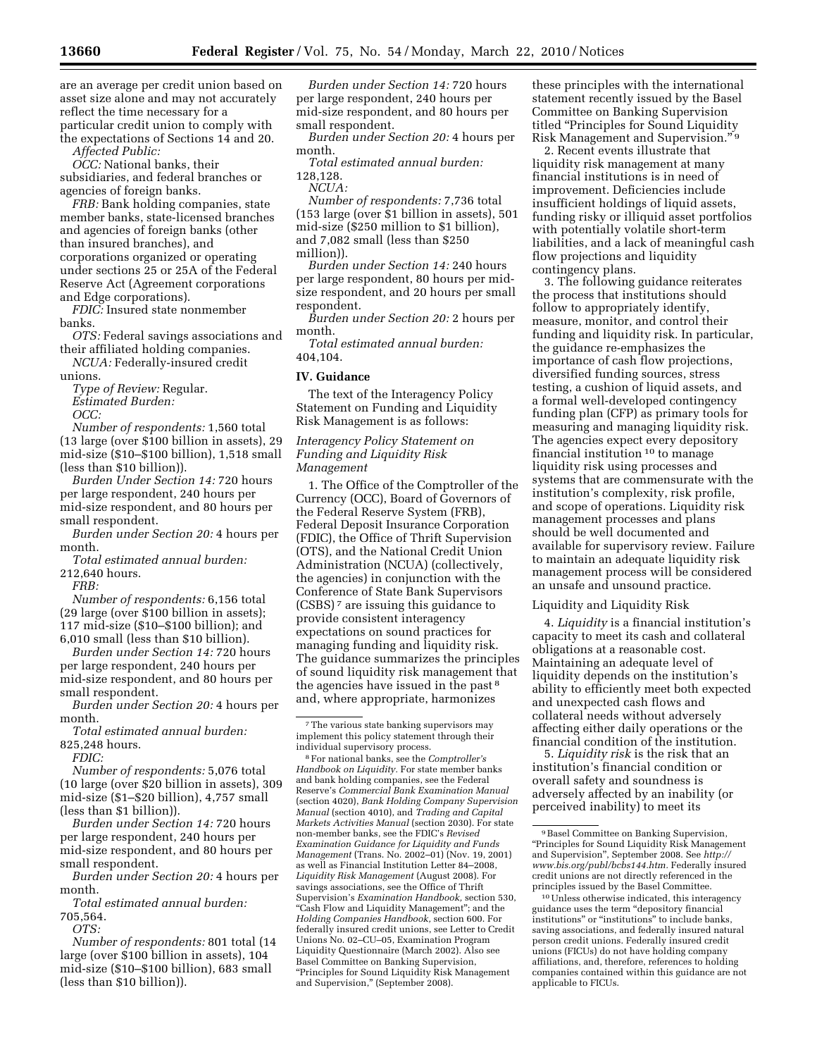are an average per credit union based on asset size alone and may not accurately reflect the time necessary for a particular credit union to comply with the expectations of Sections 14 and 20.

*Affected Public:*

*OCC:* National banks, their subsidiaries, and federal branches or agencies of foreign banks.

*FRB:* Bank holding companies, state member banks, state-licensed branches and agencies of foreign banks (other than insured branches), and corporations organized or operating under sections 25 or 25A of the Federal Reserve Act (Agreement corporations and Edge corporations).

*FDIC:* Insured state nonmember banks.

*OTS:* Federal savings associations and their affiliated holding companies.

*NCUA:* Federally-insured credit unions.

*Type of Review:* Regular.

*Estimated Burden:*

*OCC:*

*Number of respondents:* 1,560 total (13 large (over $100 billion in assets), 29 mid-size ($10–$100 billion), 1,518 small (less than $10 billion)).

*Burden Under Section 14:* 720 hours per large respondent, 240 hours per mid-size respondent, and 80 hours per small respondent.

*Burden under Section 20:* 4 hours per month.

*Total estimated annual burden:* 212,640 hours.

*FRB:*

*Number of respondents:* 6,156 total (29 large (over $100 billion in assets); 117 mid-size ($10–$100 billion); and 6,010 small (less than $10 billion).

*Burden under Section 14:* 720 hours per large respondent, 240 hours per mid-size respondent, and 80 hours per small respondent.

*Burden under Section 20:* 4 hours per month.

*Total estimated annual burden:* 825,248 hours.

*FDIC:*

*Number of respondents:* 5,076 total (10 large (over $20 billion in assets), 309 mid-size ($1–$20 billion), 4,757 small (less than $1 billion)).

*Burden under Section 14:* 720 hours per large respondent, 240 hours per mid-size respondent, and 80 hours per small respondent.

*Burden under Section 20:* 4 hours per month.

*Total estimated annual burden:* 705,564.

*OTS:*

*Number of respondents:* 801 total (14 large (over $100 billion in assets), 104 mid-size ($10–$100 billion), 683 small (less than $10 billion)).

*Burden under Section 14:* 720 hours per large respondent, 240 hours per mid-size respondent, and 80 hours per small respondent.

*Burden under Section 20:* 4 hours per month.

*Total estimated annual burden:* 128,128.

*NCUA:*

*Number of respondents:* 7,736 total (153 large (over $1 billion in assets), 501 mid-size ($250 million to $1 billion), and 7,082 small (less than $250 million)).

*Burden under Section 14:* 240 hours per large respondent, 80 hours per mid-size respondent, and 20 hours per small respondent.

*Burden under Section 20:* 2 hours per month.

*Total estimated annual burden:* 404,104.

## IV. Guidance

The text of the Interagency Policy Statement on Funding and Liquidity Risk Management is as follows:

### *Interagency Policy Statement on Funding and Liquidity Risk Management*

1. The Office of the Comptroller of the Currency (OCC), Board of Governors of the Federal Reserve System (FRB), Federal Deposit Insurance Corporation (FDIC), the Office of Thrift Supervision (OTS), and the National Credit Union Administration (NCUA) (collectively, the agencies) in conjunction with the Conference of State Bank Supervisors (CSBS) [7] are issuing this guidance to provide consistent interagency expectations on sound practices for managing funding and liquidity risk. The guidance summarizes the principles of sound liquidity risk management that the agencies have issued in the past [8] and, where appropriate, harmonizes these principles with the international statement recently issued by the Basel Committee on Banking Supervision titled "Principles for Sound Liquidity Risk Management and Supervision." [9]

2. Recent events illustrate that liquidity risk management at many financial institutions is in need of improvement. Deficiencies include insufficient holdings of liquid assets, funding risky or illiquid asset portfolios with potentially volatile short-term liabilities, and a lack of meaningful cash flow projections and liquidity contingency plans.

3. The following guidance reiterates the process that institutions should follow to appropriately identify, measure, monitor, and control their funding and liquidity risk. In particular, the guidance re-emphasizes the importance of cash flow projections, diversified funding sources, stress testing, a cushion of liquid assets, and a formal well-developed contingency funding plan (CFP) as primary tools for measuring and managing liquidity risk. The agencies expect every depository financial institution [10] to manage liquidity risk using processes and systems that are commensurate with the institution's complexity, risk profile, and scope of operations. Liquidity risk management processes and plans should be well documented and available for supervisory review. Failure to maintain an adequate liquidity risk management process will be considered an unsafe and unsound practice.

### Liquidity and Liquidity Risk

4. *Liquidity* is a financial institution's capacity to meet its cash and collateral obligations at a reasonable cost. Maintaining an adequate level of liquidity depends on the institution's ability to efficiently meet both expected and unexpected cash flows and collateral needs without adversely affecting either daily operations or the financial condition of the institution.

5. *Liquidity risk* is the risk that an institution's financial condition or overall safety and soundness is adversely affected by an inability (or perceived inability) to meet its

---

[7] The various state banking supervisors may implement this policy statement through their individual supervisory process.

[8] For national banks, see the *Comptroller's Handbook on Liquidity.* For state member banks and bank holding companies, see the Federal Reserve's *Commercial Bank Examination Manual* (section 4020), *Bank Holding Company Supervision Manual* (section 4010), and *Trading and Capital Markets Activities Manual* (section 2030). For state non-member banks, see the FDIC's *Revised Examination Guidance for Liquidity and Funds Management* (Trans. No. 2002–01) (Nov. 19, 2001) as well as Financial Institution Letter 84–2008, *Liquidity Risk Management* (August 2008). For savings associations, see the Office of Thrift Supervision's *Examination Handbook,* section 530, "Cash Flow and Liquidity Management"; and the *Holding Companies Handbook,* section 600. For federally insured credit unions, see Letter to Credit Unions No. 02–CU–05, Examination Program Liquidity Questionnaire (March 2002). Also see Basel Committee on Banking Supervision, "Principles for Sound Liquidity Risk Management and Supervision," (September 2008).

[9] Basel Committee on Banking Supervision, "Principles for Sound Liquidity Risk Management and Supervision", September 2008. See *http://www.bis.org/publ/bcbs144.htm.* Federally insured credit unions are not directly referenced in the principles issued by the Basel Committee.

[10] Unless otherwise indicated, this interagency guidance uses the term "depository financial institutions" or "institutions" to include banks, saving associations, and federally insured natural person credit unions. Federally insured credit unions (FICUs) do not have holding company affiliations, and, therefore, references to holding companies contained within this guidance are not applicable to FICUs.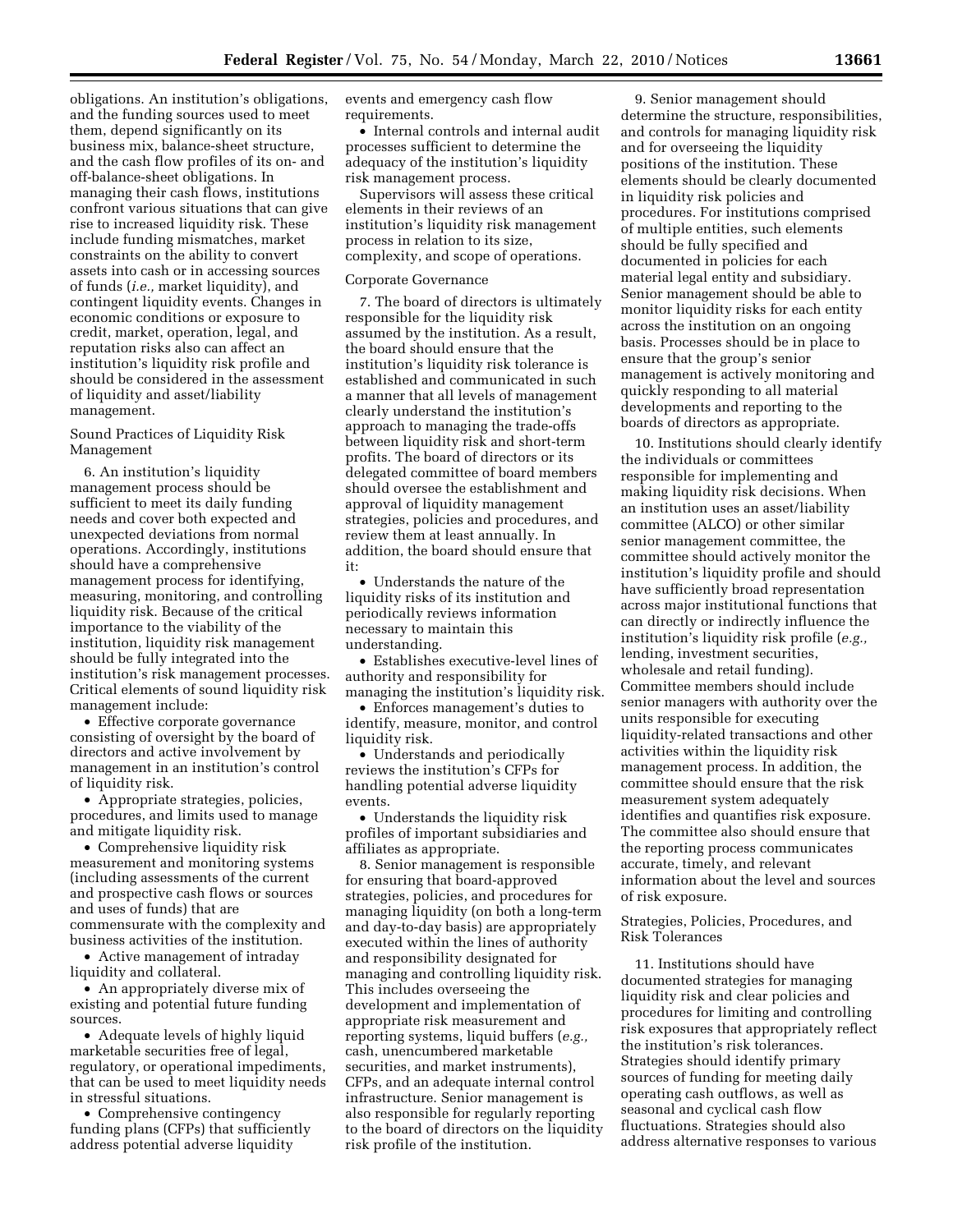obligations. An institution's obligations, and the funding sources used to meet them, depend significantly on its business mix, balance-sheet structure, and the cash flow profiles of its on- and off-balance-sheet obligations. In managing their cash flows, institutions confront various situations that can give rise to increased liquidity risk. These include funding mismatches, market constraints on the ability to convert assets into cash or in accessing sources of funds (*i.e.,* market liquidity), and contingent liquidity events. Changes in economic conditions or exposure to credit, market, operation, legal, and reputation risks also can affect an institution's liquidity risk profile and should be considered in the assessment of liquidity and asset/liability management.

## Sound Practices of Liquidity Risk Management

6. An institution's liquidity management process should be sufficient to meet its daily funding needs and cover both expected and unexpected deviations from normal operations. Accordingly, institutions should have a comprehensive management process for identifying, measuring, monitoring, and controlling liquidity risk. Because of the critical importance to the viability of the institution, liquidity risk management should be fully integrated into the institution's risk management processes. Critical elements of sound liquidity risk management include:

- Effective corporate governance consisting of oversight by the board of directors and active involvement by management in an institution's control of liquidity risk.
- Appropriate strategies, policies, procedures, and limits used to manage and mitigate liquidity risk.
- Comprehensive liquidity risk measurement and monitoring systems (including assessments of the current and prospective cash flows or sources and uses of funds) that are commensurate with the complexity and business activities of the institution.
- Active management of intraday liquidity and collateral.
- An appropriately diverse mix of existing and potential future funding sources.
- Adequate levels of highly liquid marketable securities free of legal, regulatory, or operational impediments, that can be used to meet liquidity needs in stressful situations.
- Comprehensive contingency funding plans (CFPs) that sufficiently address potential adverse liquidity events and emergency cash flow requirements.
- Internal controls and internal audit processes sufficient to determine the adequacy of the institution's liquidity risk management process.

Supervisors will assess these critical elements in their reviews of an institution's liquidity risk management process in relation to its size, complexity, and scope of operations.

### Corporate Governance

7. The board of directors is ultimately responsible for the liquidity risk assumed by the institution. As a result, the board should ensure that the institution's liquidity risk tolerance is established and communicated in such a manner that all levels of management clearly understand the institution's approach to managing the trade-offs between liquidity risk and short-term profits. The board of directors or its delegated committee of board members should oversee the establishment and approval of liquidity management strategies, policies and procedures, and review them at least annually. In addition, the board should ensure that it:

- Understands the nature of the liquidity risks of its institution and periodically reviews information necessary to maintain this understanding.
- Establishes executive-level lines of authority and responsibility for managing the institution's liquidity risk.
- Enforces management's duties to identify, measure, monitor, and control liquidity risk.
- Understands and periodically reviews the institution's CFPs for handling potential adverse liquidity events.
- Understands the liquidity risk profiles of important subsidiaries and affiliates as appropriate.

8. Senior management is responsible for ensuring that board-approved strategies, policies, and procedures for managing liquidity (on both a long-term and day-to-day basis) are appropriately executed within the lines of authority and responsibility designated for managing and controlling liquidity risk. This includes overseeing the development and implementation of appropriate risk measurement and reporting systems, liquid buffers (*e.g.,* cash, unencumbered marketable securities, and market instruments), CFPs, and an adequate internal control infrastructure. Senior management is also responsible for regularly reporting to the board of directors on the liquidity risk profile of the institution.

9. Senior management should determine the structure, responsibilities, and controls for managing liquidity risk and for overseeing the liquidity positions of the institution. These elements should be clearly documented in liquidity risk policies and procedures. For institutions comprised of multiple entities, such elements should be fully specified and documented in policies for each material legal entity and subsidiary. Senior management should be able to monitor liquidity risks for each entity across the institution on an ongoing basis. Processes should be in place to ensure that the group's senior management is actively monitoring and quickly responding to all material developments and reporting to the boards of directors as appropriate.

10. Institutions should clearly identify the individuals or committees responsible for implementing and making liquidity risk decisions. When an institution uses an asset/liability committee (ALCO) or other similar senior management committee, the committee should actively monitor the institution's liquidity profile and should have sufficiently broad representation across major institutional functions that can directly or indirectly influence the institution's liquidity risk profile (*e.g.,* lending, investment securities, wholesale and retail funding). Committee members should include senior managers with authority over the units responsible for executing liquidity-related transactions and other activities within the liquidity risk management process. In addition, the committee should ensure that the risk measurement system adequately identifies and quantifies risk exposure. The committee also should ensure that the reporting process communicates accurate, timely, and relevant information about the level and sources of risk exposure.

### Strategies, Policies, Procedures, and Risk Tolerances

11. Institutions should have documented strategies for managing liquidity risk and clear policies and procedures for limiting and controlling risk exposures that appropriately reflect the institution's risk tolerances. Strategies should identify primary sources of funding for meeting daily operating cash outflows, as well as seasonal and cyclical cash flow fluctuations. Strategies should also address alternative responses to various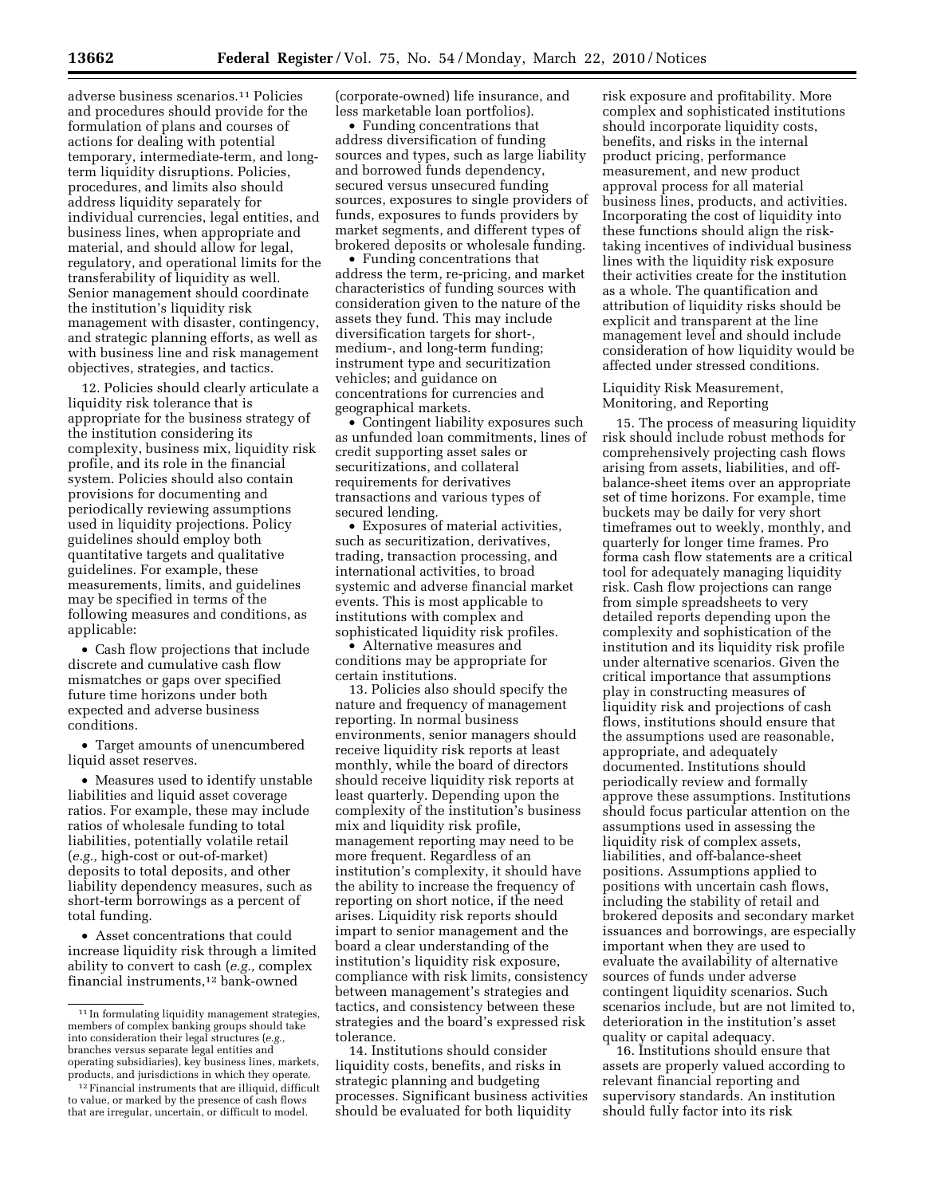adverse business scenarios.[11] Policies and procedures should provide for the formulation of plans and courses of actions for dealing with potential temporary, intermediate-term, and long-term liquidity disruptions. Policies, procedures, and limits also should address liquidity separately for individual currencies, legal entities, and business lines, when appropriate and material, and should allow for legal, regulatory, and operational limits for the transferability of liquidity as well. Senior management should coordinate the institution's liquidity risk management with disaster, contingency, and strategic planning efforts, as well as with business line and risk management objectives, strategies, and tactics.

12. Policies should clearly articulate a liquidity risk tolerance that is appropriate for the business strategy of the institution considering its complexity, business mix, liquidity risk profile, and its role in the financial system. Policies should also contain provisions for documenting and periodically reviewing assumptions used in liquidity projections. Policy guidelines should employ both quantitative targets and qualitative guidelines. For example, these measurements, limits, and guidelines may be specified in terms of the following measures and conditions, as applicable:

- Cash flow projections that include discrete and cumulative cash flow mismatches or gaps over specified future time horizons under both expected and adverse business conditions.
- Target amounts of unencumbered liquid asset reserves.
- Measures used to identify unstable liabilities and liquid asset coverage ratios. For example, these may include ratios of wholesale funding to total liabilities, potentially volatile retail (*e.g.,* high-cost or out-of-market) deposits to total deposits, and other liability dependency measures, such as short-term borrowings as a percent of total funding.
- Asset concentrations that could increase liquidity risk through a limited ability to convert to cash (*e.g.,* complex financial instruments,[12] bank-owned (corporate-owned) life insurance, and less marketable loan portfolios).
- Funding concentrations that address diversification of funding sources and types, such as large liability and borrowed funds dependency, secured versus unsecured funding sources, exposures to single providers of funds, exposures to funds providers by market segments, and different types of brokered deposits or wholesale funding.
- Funding concentrations that address the term, re-pricing, and market characteristics of funding sources with consideration given to the nature of the assets they fund. This may include diversification targets for short-, medium-, and long-term funding; instrument type and securitization vehicles; and guidance on concentrations for currencies and geographical markets.
- Contingent liability exposures such as unfunded loan commitments, lines of credit supporting asset sales or securitizations, and collateral requirements for derivatives transactions and various types of secured lending.
- Exposures of material activities, such as securitization, derivatives, trading, transaction processing, and international activities, to broad systemic and adverse financial market events. This is most applicable to institutions with complex and sophisticated liquidity risk profiles.
- Alternative measures and conditions may be appropriate for certain institutions.

13. Policies also should specify the nature and frequency of management reporting. In normal business environments, senior managers should receive liquidity risk reports at least monthly, while the board of directors should receive liquidity risk reports at least quarterly. Depending upon the complexity of the institution's business mix and liquidity risk profile, management reporting may need to be more frequent. Regardless of an institution's complexity, it should have the ability to increase the frequency of reporting on short notice, if the need arises. Liquidity risk reports should impart to senior management and the board a clear understanding of the institution's liquidity risk exposure, compliance with risk limits, consistency between management's strategies and tactics, and consistency between these strategies and the board's expressed risk tolerance.

14. Institutions should consider liquidity costs, benefits, and risks in strategic planning and budgeting processes. Significant business activities should be evaluated for both liquidity risk exposure and profitability. More complex and sophisticated institutions should incorporate liquidity costs, benefits, and risks in the internal product pricing, performance measurement, and new product approval process for all material business lines, products, and activities. Incorporating the cost of liquidity into these functions should align the risk-taking incentives of individual business lines with the liquidity risk exposure their activities create for the institution as a whole. The quantification and attribution of liquidity risks should be explicit and transparent at the line management level and should include consideration of how liquidity would be affected under stressed conditions.

## Liquidity Risk Measurement, Monitoring, and Reporting

15. The process of measuring liquidity risk should include robust methods for comprehensively projecting cash flows arising from assets, liabilities, and off-balance-sheet items over an appropriate set of time horizons. For example, time buckets may be daily for very short timeframes out to weekly, monthly, and quarterly for longer time frames. Pro forma cash flow statements are a critical tool for adequately managing liquidity risk. Cash flow projections can range from simple spreadsheets to very detailed reports depending upon the complexity and sophistication of the institution and its liquidity risk profile under alternative scenarios. Given the critical importance that assumptions play in constructing measures of liquidity risk and projections of cash flows, institutions should ensure that the assumptions used are reasonable, appropriate, and adequately documented. Institutions should periodically review and formally approve these assumptions. Institutions should focus particular attention on the assumptions used in assessing the liquidity risk of complex assets, liabilities, and off-balance-sheet positions. Assumptions applied to positions with uncertain cash flows, including the stability of retail and brokered deposits and secondary market issuances and borrowings, are especially important when they are used to evaluate the availability of alternative sources of funds under adverse contingent liquidity scenarios. Such scenarios include, but are not limited to, deterioration in the institution's asset quality or capital adequacy.

16. Institutions should ensure that assets are properly valued according to relevant financial reporting and supervisory standards. An institution should fully factor into its risk

---

[11] In formulating liquidity management strategies, members of complex banking groups should take into consideration their legal structures (*e.g.,* branches versus separate legal entities and operating subsidiaries), key business lines, markets, products, and jurisdictions in which they operate.

[12] Financial instruments that are illiquid, difficult to value, or marked by the presence of cash flows that are irregular, uncertain, or difficult to model.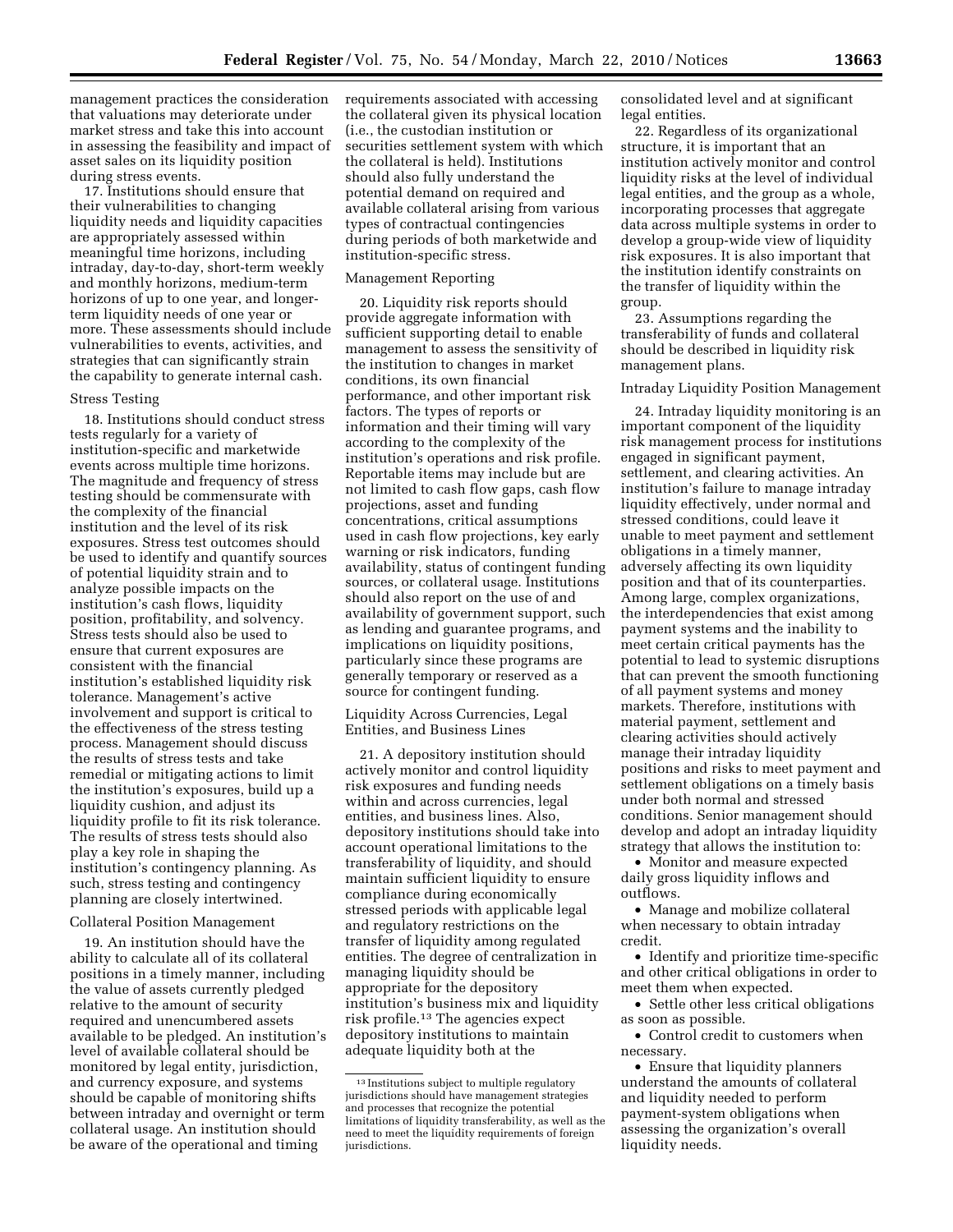management practices the consideration that valuations may deteriorate under market stress and take this into account in assessing the feasibility and impact of asset sales on its liquidity position during stress events.

17. Institutions should ensure that their vulnerabilities to changing liquidity needs and liquidity capacities are appropriately assessed within meaningful time horizons, including intraday, day-to-day, short-term weekly and monthly horizons, medium-term horizons of up to one year, and longer-term liquidity needs of one year or more. These assessments should include vulnerabilities to events, activities, and strategies that can significantly strain the capability to generate internal cash.

### Stress Testing

18. Institutions should conduct stress tests regularly for a variety of institution-specific and marketwide events across multiple time horizons. The magnitude and frequency of stress testing should be commensurate with the complexity of the financial institution and the level of its risk exposures. Stress test outcomes should be used to identify and quantify sources of potential liquidity strain and to analyze possible impacts on the institution's cash flows, liquidity position, profitability, and solvency. Stress tests should also be used to ensure that current exposures are consistent with the financial institution's established liquidity risk tolerance. Management's active involvement and support is critical to the effectiveness of the stress testing process. Management should discuss the results of stress tests and take remedial or mitigating actions to limit the institution's exposures, build up a liquidity cushion, and adjust its liquidity profile to fit its risk tolerance. The results of stress tests should also play a key role in shaping the institution's contingency planning. As such, stress testing and contingency planning are closely intertwined.

### Collateral Position Management

19. An institution should have the ability to calculate all of its collateral positions in a timely manner, including the value of assets currently pledged relative to the amount of security required and unencumbered assets available to be pledged. An institution's level of available collateral should be monitored by legal entity, jurisdiction, and currency exposure, and systems should be capable of monitoring shifts between intraday and overnight or term collateral usage. An institution should be aware of the operational and timing requirements associated with accessing the collateral given its physical location (i.e., the custodian institution or securities settlement system with which the collateral is held). Institutions should also fully understand the potential demand on required and available collateral arising from various types of contractual contingencies during periods of both marketwide and institution-specific stress.

### Management Reporting

20. Liquidity risk reports should provide aggregate information with sufficient supporting detail to enable management to assess the sensitivity of the institution to changes in market conditions, its own financial performance, and other important risk factors. The types of reports or information and their timing will vary according to the complexity of the institution's operations and risk profile. Reportable items may include but are not limited to cash flow gaps, cash flow projections, asset and funding concentrations, critical assumptions used in cash flow projections, key early warning or risk indicators, funding availability, status of contingent funding sources, or collateral usage. Institutions should also report on the use of and availability of government support, such as lending and guarantee programs, and implications on liquidity positions, particularly since these programs are generally temporary or reserved as a source for contingent funding.

### Liquidity Across Currencies, Legal Entities, and Business Lines

21. A depository institution should actively monitor and control liquidity risk exposures and funding needs within and across currencies, legal entities, and business lines. Also, depository institutions should take into account operational limitations to the transferability of liquidity, and should maintain sufficient liquidity to ensure compliance during economically stressed periods with applicable legal and regulatory restrictions on the transfer of liquidity among regulated entities. The degree of centralization in managing liquidity should be appropriate for the depository institution's business mix and liquidity risk profile.[13] The agencies expect depository institutions to maintain adequate liquidity both at the consolidated level and at significant legal entities.

22. Regardless of its organizational structure, it is important that an institution actively monitor and control liquidity risks at the level of individual legal entities, and the group as a whole, incorporating processes that aggregate data across multiple systems in order to develop a group-wide view of liquidity risk exposures. It is also important that the institution identify constraints on the transfer of liquidity within the group.

23. Assumptions regarding the transferability of funds and collateral should be described in liquidity risk management plans.

### Intraday Liquidity Position Management

24. Intraday liquidity monitoring is an important component of the liquidity risk management process for institutions engaged in significant payment, settlement, and clearing activities. An institution's failure to manage intraday liquidity effectively, under normal and stressed conditions, could leave it unable to meet payment and settlement obligations in a timely manner, adversely affecting its own liquidity position and that of its counterparties. Among large, complex organizations, the interdependencies that exist among payment systems and the inability to meet certain critical payments has the potential to lead to systemic disruptions that can prevent the smooth functioning of all payment systems and money markets. Therefore, institutions with material payment, settlement and clearing activities should actively manage their intraday liquidity positions and risks to meet payment and settlement obligations on a timely basis under both normal and stressed conditions. Senior management should develop and adopt an intraday liquidity strategy that allows the institution to:

- Monitor and measure expected daily gross liquidity inflows and outflows.
- Manage and mobilize collateral when necessary to obtain intraday credit.
- Identify and prioritize time-specific and other critical obligations in order to meet them when expected.
- Settle other less critical obligations as soon as possible.
- Control credit to customers when necessary.
- Ensure that liquidity planners understand the amounts of collateral and liquidity needed to perform payment-system obligations when assessing the organization's overall liquidity needs.

[13] Institutions subject to multiple regulatory jurisdictions should have management strategies and processes that recognize the potential limitations of liquidity transferability, as well as the need to meet the liquidity requirements of foreign jurisdictions.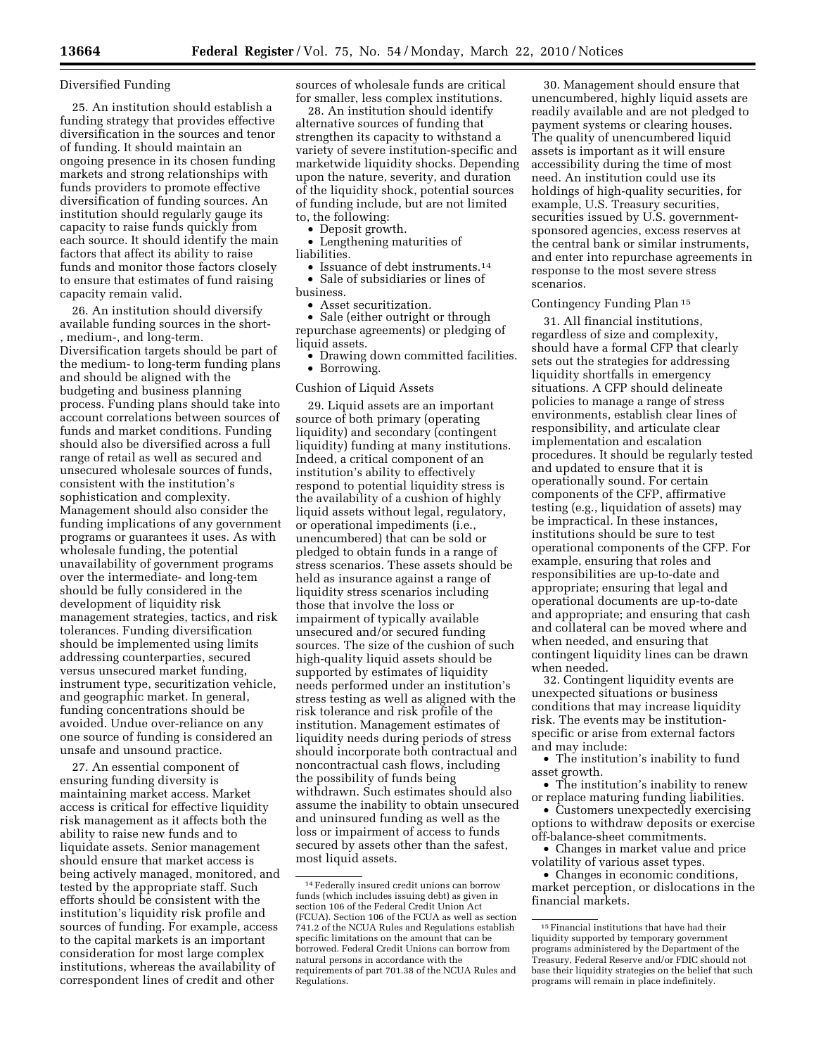Diversified Funding

25. An institution should establish a funding strategy that provides effective diversification in the sources and tenor of funding. It should maintain an ongoing presence in its chosen funding markets and strong relationships with funds providers to promote effective diversification of funding sources. An institution should regularly gauge its capacity to raise funds quickly from each source. It should identify the main factors that affect its ability to raise funds and monitor those factors closely to ensure that estimates of fund raising capacity remain valid.

26. An institution should diversify available funding sources in the short-, medium-, and long-term. Diversification targets should be part of the medium- to long-term funding plans and should be aligned with the budgeting and business planning process. Funding plans should take into account correlations between sources of funds and market conditions. Funding should also be diversified across a full range of retail as well as secured and unsecured wholesale sources of funds, consistent with the institution's sophistication and complexity. Management should also consider the funding implications of any government programs or guarantees it uses. As with wholesale funding, the potential unavailability of government programs over the intermediate- and long-tem should be fully considered in the development of liquidity risk management strategies, tactics, and risk tolerances. Funding diversification should be implemented using limits addressing counterparties, secured versus unsecured market funding, instrument type, securitization vehicle, and geographic market. In general, funding concentrations should be avoided. Undue over-reliance on any one source of funding is considered an unsafe and unsound practice.

27. An essential component of ensuring funding diversity is maintaining market access. Market access is critical for effective liquidity risk management as it affects both the ability to raise new funds and to liquidate assets. Senior management should ensure that market access is being actively managed, monitored, and tested by the appropriate staff. Such efforts should be consistent with the institution's liquidity risk profile and sources of funding. For example, access to the capital markets is an important consideration for most large complex institutions, whereas the availability of correspondent lines of credit and other sources of wholesale funds are critical for smaller, less complex institutions.

28. An institution should identify alternative sources of funding that strengthen its capacity to withstand a variety of severe institution-specific and marketwide liquidity shocks. Depending upon the nature, severity, and duration of the liquidity shock, potential sources of funding include, but are not limited to, the following:

- Deposit growth.
- Lengthening maturities of liabilities.
- Issuance of debt instruments.[14]
- Sale of subsidiaries or lines of business.
- Asset securitization.
- Sale (either outright or through repurchase agreements) or pledging of liquid assets.
- Drawing down committed facilities.
- Borrowing.

Cushion of Liquid Assets

29. Liquid assets are an important source of both primary (operating liquidity) and secondary (contingent liquidity) funding at many institutions. Indeed, a critical component of an institution's ability to effectively respond to potential liquidity stress is the availability of a cushion of highly liquid assets without legal, regulatory, or operational impediments (i.e., unencumbered) that can be sold or pledged to obtain funds in a range of stress scenarios. These assets should be held as insurance against a range of liquidity stress scenarios including those that involve the loss or impairment of typically available unsecured and/or secured funding sources. The size of the cushion of such high-quality liquid assets should be supported by estimates of liquidity needs performed under an institution's stress testing as well as aligned with the risk tolerance and risk profile of the institution. Management estimates of liquidity needs during periods of stress should incorporate both contractual and noncontractual cash flows, including the possibility of funds being withdrawn. Such estimates should also assume the inability to obtain unsecured and uninsured funding as well as the loss or impairment of access to funds secured by assets other than the safest, most liquid assets.

30. Management should ensure that unencumbered, highly liquid assets are readily available and are not pledged to payment systems or clearing houses. The quality of unencumbered liquid assets is important as it will ensure accessibility during the time of most need. An institution could use its holdings of high-quality securities, for example, U.S. Treasury securities, securities issued by U.S. government-sponsored agencies, excess reserves at the central bank or similar instruments, and enter into repurchase agreements in response to the most severe stress scenarios.

Contingency Funding Plan[15]

31. All financial institutions, regardless of size and complexity, should have a formal CFP that clearly sets out the strategies for addressing liquidity shortfalls in emergency situations. A CFP should delineate policies to manage a range of stress environments, establish clear lines of responsibility, and articulate clear implementation and escalation procedures. It should be regularly tested and updated to ensure that it is operationally sound. For certain components of the CFP, affirmative testing (e.g., liquidation of assets) may be impractical. In these instances, institutions should be sure to test operational components of the CFP. For example, ensuring that roles and responsibilities are up-to-date and appropriate; ensuring that legal and operational documents are up-to-date and appropriate; and ensuring that cash and collateral can be moved where and when needed, and ensuring that contingent liquidity lines can be drawn when needed.

32. Contingent liquidity events are unexpected situations or business conditions that may increase liquidity risk. The events may be institution-specific or arise from external factors and may include:

- The institution's inability to fund asset growth.
- The institution's inability to renew or replace maturing funding liabilities.
- Customers unexpectedly exercising options to withdraw deposits or exercise off-balance-sheet commitments.
- Changes in market value and price volatility of various asset types.
- Changes in economic conditions, market perception, or dislocations in the financial markets.

[14] Federally insured credit unions can borrow funds (which includes issuing debt) as given in section 106 of the Federal Credit Union Act (FCUA). Section 106 of the FCUA as well as section 741.2 of the NCUA Rules and Regulations establish specific limitations on the amount that can be borrowed. Federal Credit Unions can borrow from natural persons in accordance with the requirements of part 701.38 of the NCUA Rules and Regulations.

[15] Financial institutions that have had their liquidity supported by temporary government programs administered by the Department of the Treasury, Federal Reserve and/or FDIC should not base their liquidity strategies on the belief that such programs will remain in place indefinitely.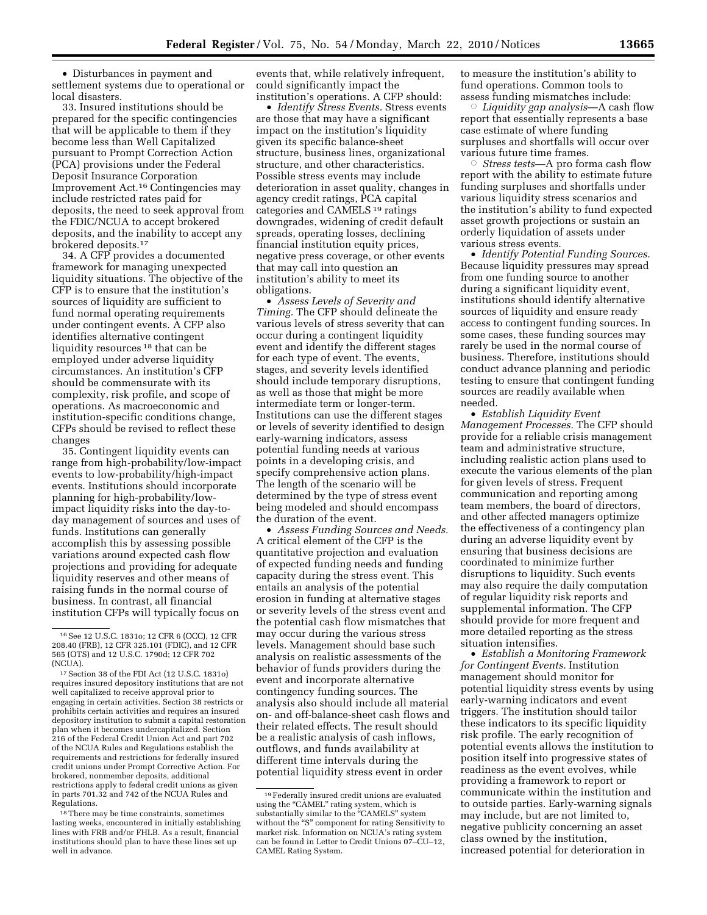- Disturbances in payment and settlement systems due to operational or local disasters.

33. Insured institutions should be prepared for the specific contingencies that will be applicable to them if they become less than Well Capitalized pursuant to Prompt Correction Action (PCA) provisions under the Federal Deposit Insurance Corporation Improvement Act.[16] Contingencies may include restricted rates paid for deposits, the need to seek approval from the FDIC/NCUA to accept brokered deposits, and the inability to accept any brokered deposits.[17]

34. A CFP provides a documented framework for managing unexpected liquidity situations. The objective of the CFP is to ensure that the institution's sources of liquidity are sufficient to fund normal operating requirements under contingent events. A CFP also identifies alternative contingent liquidity resources [18] that can be employed under adverse liquidity circumstances. An institution's CFP should be commensurate with its complexity, risk profile, and scope of operations. As macroeconomic and institution-specific conditions change, CFPs should be revised to reflect these changes

35. Contingent liquidity events can range from high-probability/low-impact events to low-probability/high-impact events. Institutions should incorporate planning for high-probability/low-impact liquidity risks into the day-to-day management of sources and uses of funds. Institutions can generally accomplish this by assessing possible variations around expected cash flow projections and providing for adequate liquidity reserves and other means of raising funds in the normal course of business. In contrast, all financial institution CFPs will typically focus on events that, while relatively infrequent, could significantly impact the institution's operations. A CFP should:

- *Identify Stress Events.* Stress events are those that may have a significant impact on the institution's liquidity given its specific balance-sheet structure, business lines, organizational structure, and other characteristics. Possible stress events may include deterioration in asset quality, changes in agency credit ratings, PCA capital categories and CAMELS [19] ratings downgrades, widening of credit default spreads, operating losses, declining financial institution equity prices, negative press coverage, or other events that may call into question an institution's ability to meet its obligations.
- *Assess Levels of Severity and Timing.* The CFP should delineate the various levels of stress severity that can occur during a contingent liquidity event and identify the different stages for each type of event. The events, stages, and severity levels identified should include temporary disruptions, as well as those that might be more intermediate term or longer-term. Institutions can use the different stages or levels of severity identified to design early-warning indicators, assess potential funding needs at various points in a developing crisis, and specify comprehensive action plans. The length of the scenario will be determined by the type of stress event being modeled and should encompass the duration of the event.
- *Assess Funding Sources and Needs.* A critical element of the CFP is the quantitative projection and evaluation of expected funding needs and funding capacity during the stress event. This entails an analysis of the potential erosion in funding at alternative stages or severity levels of the stress event and the potential cash flow mismatches that may occur during the various stress levels. Management should base such analysis on realistic assessments of the behavior of funds providers during the event and incorporate alternative contingency funding sources. The analysis also should include all material on- and off-balance-sheet cash flows and their related effects. The result should be a realistic analysis of cash inflows, outflows, and funds availability at different time intervals during the potential liquidity stress event in order to measure the institution's ability to fund operations. Common tools to assess funding mismatches include:
  - *Liquidity gap analysis*—A cash flow report that essentially represents a base case estimate of where funding surpluses and shortfalls will occur over various future time frames.
  - *Stress tests*—A pro forma cash flow report with the ability to estimate future funding surpluses and shortfalls under various liquidity stress scenarios and the institution's ability to fund expected asset growth projections or sustain an orderly liquidation of assets under various stress events.
- *Identify Potential Funding Sources.* Because liquidity pressures may spread from one funding source to another during a significant liquidity event, institutions should identify alternative sources of liquidity and ensure ready access to contingent funding sources. In some cases, these funding sources may rarely be used in the normal course of business. Therefore, institutions should conduct advance planning and periodic testing to ensure that contingent funding sources are readily available when needed.
- *Establish Liquidity Event Management Processes.* The CFP should provide for a reliable crisis management team and administrative structure, including realistic action plans used to execute the various elements of the plan for given levels of stress. Frequent communication and reporting among team members, the board of directors, and other affected managers optimize the effectiveness of a contingency plan during an adverse liquidity event by ensuring that business decisions are coordinated to minimize further disruptions to liquidity. Such events may also require the daily computation of regular liquidity risk reports and supplemental information. The CFP should provide for more frequent and more detailed reporting as the stress situation intensifies.
- *Establish a Monitoring Framework for Contingent Events.* Institution management should monitor for potential liquidity stress events by using early-warning indicators and event triggers. The institution should tailor these indicators to its specific liquidity risk profile. The early recognition of potential events allows the institution to position itself into progressive states of readiness as the event evolves, while providing a framework to report or communicate within the institution and to outside parties. Early-warning signals may include, but are not limited to, negative publicity concerning an asset class owned by the institution, increased potential for deterioration in

---

[16] See 12 U.S.C. 1831o; 12 CFR 6 (OCC), 12 CFR 208.40 (FRB), 12 CFR 325.101 (FDIC), and 12 CFR 565 (OTS) and 12 U.S.C. 1790d; 12 CFR 702 (NCUA).

[17] Section 38 of the FDI Act (12 U.S.C. 1831o) requires insured depository institutions that are not well capitalized to receive approval prior to engaging in certain activities. Section 38 restricts or prohibits certain activities and requires an insured depository institution to submit a capital restoration plan when it becomes undercapitalized. Section 216 of the Federal Credit Union Act and part 702 of the NCUA Rules and Regulations establish the requirements and restrictions for federally insured credit unions under Prompt Corrective Action. For brokered, nonmember deposits, additional restrictions apply to federal credit unions as given in parts 701.32 and 742 of the NCUA Rules and Regulations.

[18] There may be time constraints, sometimes lasting weeks, encountered in initially establishing lines with FRB and/or FHLB. As a result, financial institutions should plan to have these lines set up well in advance.

[19] Federally insured credit unions are evaluated using the "CAMEL" rating system, which is substantially similar to the "CAMELS" system without the "S" component for rating Sensitivity to market risk. Information on NCUA's rating system can be found in Letter to Credit Unions 07–CU–12, CAMEL Rating System.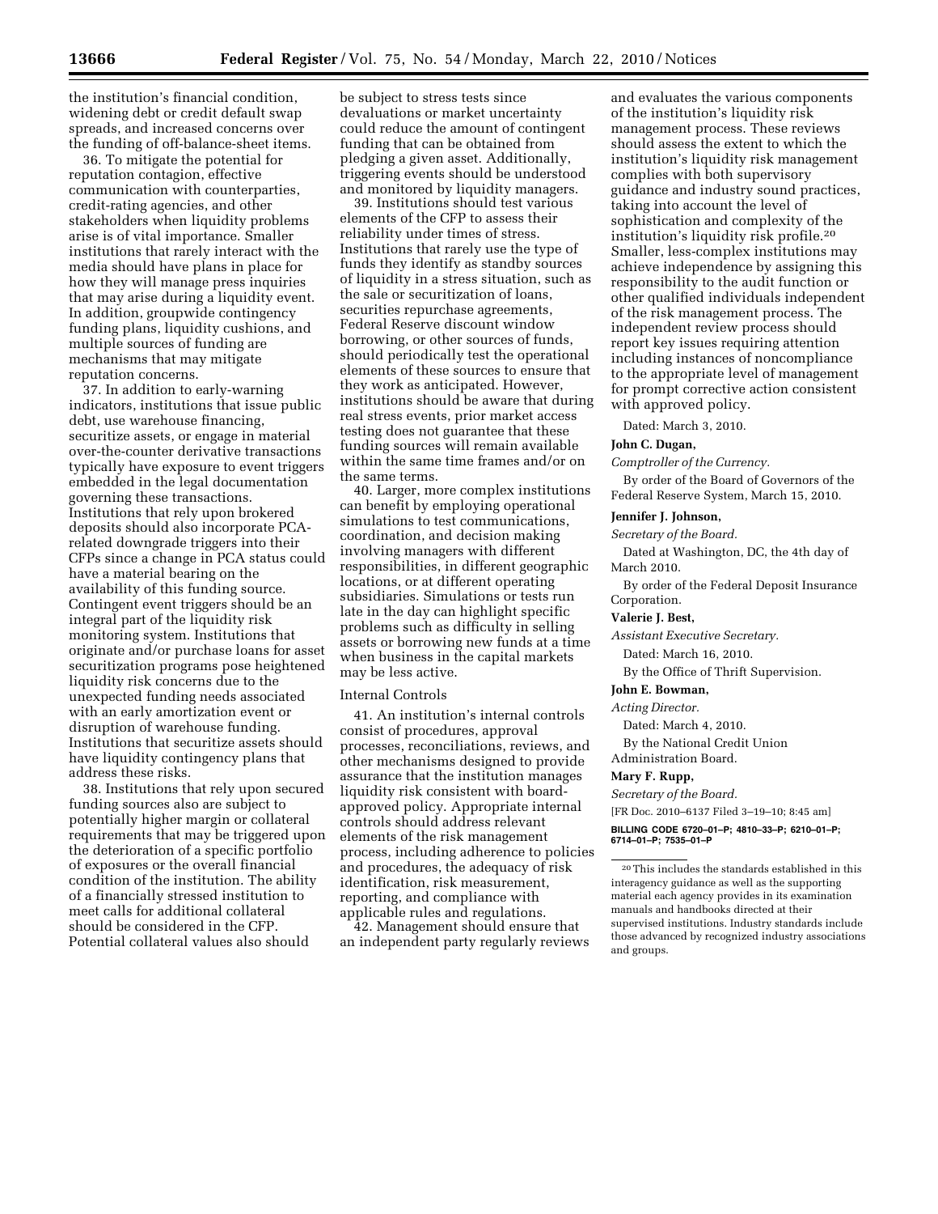the institution's financial condition, widening debt or credit default swap spreads, and increased concerns over the funding of off-balance-sheet items.

36. To mitigate the potential for reputation contagion, effective communication with counterparties, credit-rating agencies, and other stakeholders when liquidity problems arise is of vital importance. Smaller institutions that rarely interact with the media should have plans in place for how they will manage press inquiries that may arise during a liquidity event. In addition, groupwide contingency funding plans, liquidity cushions, and multiple sources of funding are mechanisms that may mitigate reputation concerns.

37. In addition to early-warning indicators, institutions that issue public debt, use warehouse financing, securitize assets, or engage in material over-the-counter derivative transactions typically have exposure to event triggers embedded in the legal documentation governing these transactions. Institutions that rely upon brokered deposits should also incorporate PCA-related downgrade triggers into their CFPs since a change in PCA status could have a material bearing on the availability of this funding source. Contingent event triggers should be an integral part of the liquidity risk monitoring system. Institutions that originate and/or purchase loans for asset securitization programs pose heightened liquidity risk concerns due to the unexpected funding needs associated with an early amortization event or disruption of warehouse funding. Institutions that securitize assets should have liquidity contingency plans that address these risks.

38. Institutions that rely upon secured funding sources also are subject to potentially higher margin or collateral requirements that may be triggered upon the deterioration of a specific portfolio of exposures or the overall financial condition of the institution. The ability of a financially stressed institution to meet calls for additional collateral should be considered in the CFP. Potential collateral values also should be subject to stress tests since devaluations or market uncertainty could reduce the amount of contingent funding that can be obtained from pledging a given asset. Additionally, triggering events should be understood and monitored by liquidity managers.

39. Institutions should test various elements of the CFP to assess their reliability under times of stress. Institutions that rarely use the type of funds they identify as standby sources of liquidity in a stress situation, such as the sale or securitization of loans, securities repurchase agreements, Federal Reserve discount window borrowing, or other sources of funds, should periodically test the operational elements of these sources to ensure that they work as anticipated. However, institutions should be aware that during real stress events, prior market access testing does not guarantee that these funding sources will remain available within the same time frames and/or on the same terms.

40. Larger, more complex institutions can benefit by employing operational simulations to test communications, coordination, and decision making involving managers with different responsibilities, in different geographic locations, or at different operating subsidiaries. Simulations or tests run late in the day can highlight specific problems such as difficulty in selling assets or borrowing new funds at a time when business in the capital markets may be less active.

## Internal Controls

41. An institution's internal controls consist of procedures, approval processes, reconciliations, reviews, and other mechanisms designed to provide assurance that the institution manages liquidity risk consistent with board-approved policy. Appropriate internal controls should address relevant elements of the risk management process, including adherence to policies and procedures, the adequacy of risk identification, risk measurement, reporting, and compliance with applicable rules and regulations.

42. Management should ensure that an independent party regularly reviews and evaluates the various components of the institution's liquidity risk management process. These reviews should assess the extent to which the institution's liquidity risk management complies with both supervisory guidance and industry sound practices, taking into account the level of sophistication and complexity of the institution's liquidity risk profile.[20] Smaller, less-complex institutions may achieve independence by assigning this responsibility to the audit function or other qualified individuals independent of the risk management process. The independent review process should report key issues requiring attention including instances of noncompliance to the appropriate level of management for prompt corrective action consistent with approved policy.

Dated: March 3, 2010.

**John C. Dugan,**

*Comptroller of the Currency.*

By order of the Board of Governors of the Federal Reserve System, March 15, 2010.

**Jennifer J. Johnson,**

*Secretary of the Board.*

Dated at Washington, DC, the 4th day of March 2010.

By order of the Federal Deposit Insurance Corporation.

**Valerie J. Best,**

*Assistant Executive Secretary.*

Dated: March 16, 2010.

By the Office of Thrift Supervision.

**John E. Bowman,**

*Acting Director.*

Dated: March 4, 2010.

By the National Credit Union Administration Board.

**Mary F. Rupp,**

*Secretary of the Board.*

[FR Doc. 2010–6137 Filed 3–19–10; 8:45 am]

**BILLING CODE 6720–01–P; 4810–33–P; 6210–01–P; 6714–01–P; 7535–01–P**

[20] This includes the standards established in this interagency guidance as well as the supporting material each agency provides in its examination manuals and handbooks directed at their supervised institutions. Industry standards include those advanced by recognized industry associations and groups.